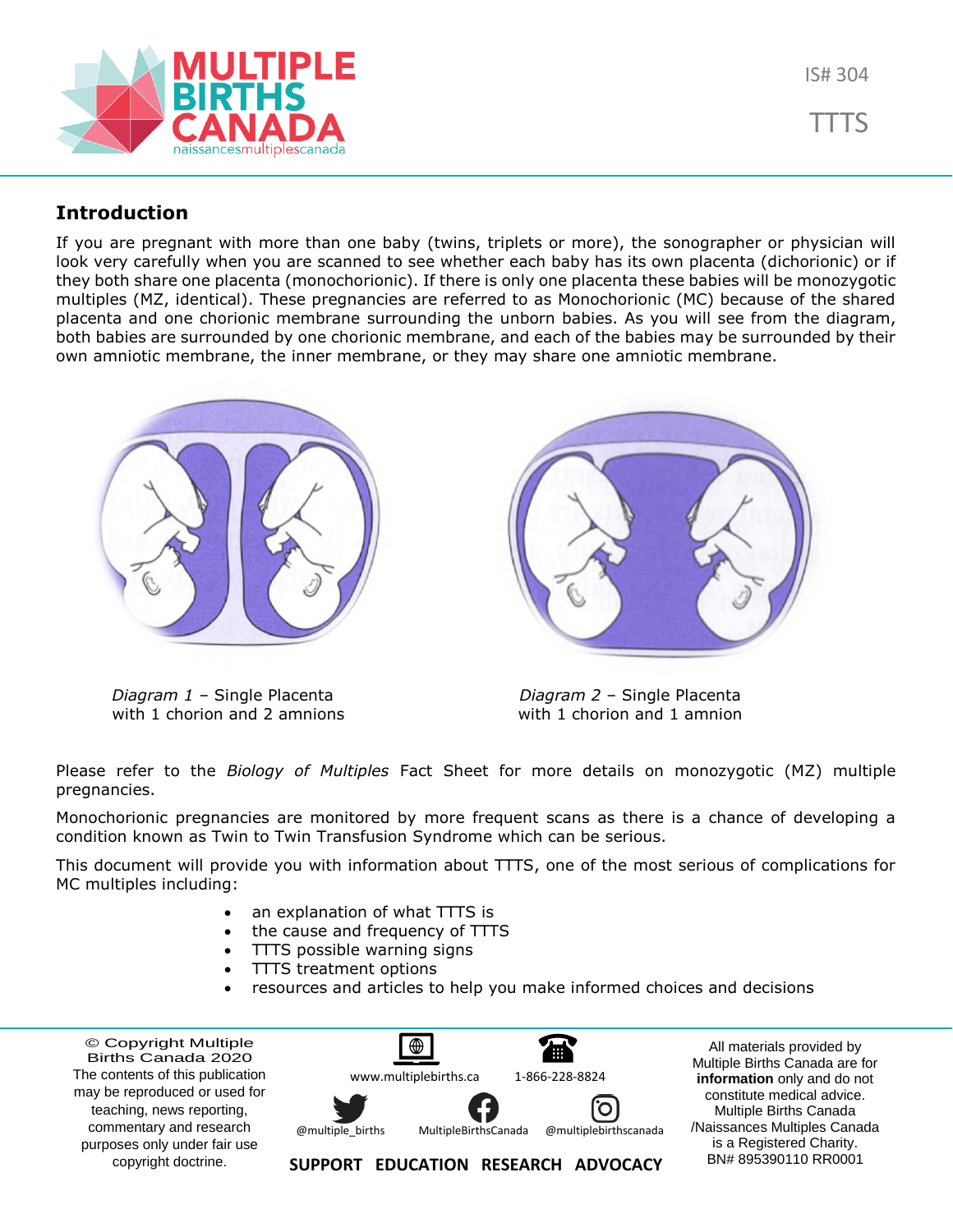IS# 304

TTTS

## Introduction

If you are pregnant with more than one baby (twins, triplets or more), the sonographer or physician will look very carefully when you are scanned to see whether each baby has its own placenta (dichorionic) or if they both share one placenta (monochorionic). If there is only one placenta these babies will be monozygotic multiples (MZ, identical). These pregnancies are referred to as Monochorionic (MC) because of the shared placenta and one chorionic membrane surrounding the unborn babies. As you will see from the diagram, both babies are surrounded by one chorionic membrane, and each of the babies may be surrounded by their own amniotic membrane, the inner membrane, or they may share one amniotic membrane.

*Diagram 1* – Single Placenta with 1 chorion and 2 amnions

*Diagram 2* – Single Placenta with 1 chorion and 1 amnion

Please refer to the *Biology of Multiples* Fact Sheet for more details on monozygotic (MZ) multiple pregnancies.

Monochorionic pregnancies are monitored by more frequent scans as there is a chance of developing a condition known as Twin to Twin Transfusion Syndrome which can be serious.

This document will provide you with information about TTTS, one of the most serious of complications for MC multiples including:

- an explanation of what TTTS is
- the cause and frequency of TTTS
- TTTS possible warning signs
- TTTS treatment options
- resources and articles to help you make informed choices and decisions

© Copyright Multiple Births Canada 2020
The contents of this publication may be reproduced or used for teaching, news reporting, commentary and research purposes only under fair use copyright doctrine.

www.multiplebirths.ca 1-866-228-8824
@multiple_births MultipleBirthsCanada @multiplebirthscanada

**SUPPORT EDUCATION RESEARCH ADVOCACY**

All materials provided by Multiple Births Canada are for **information** only and do not constitute medical advice. Multiple Births Canada /Naissances Multiples Canada is a Registered Charity. BN# 895390110 RR0001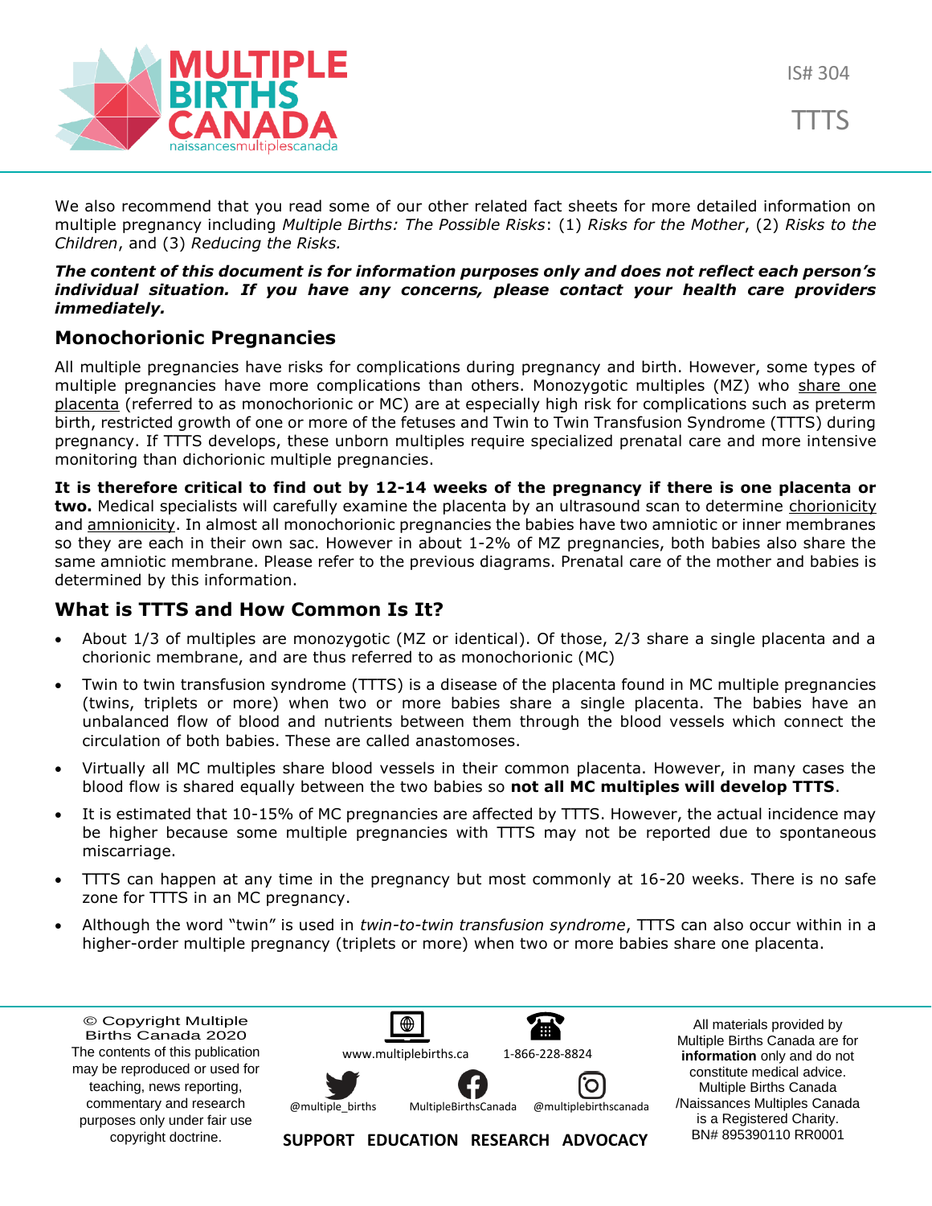We also recommend that you read some of our other related fact sheets for more detailed information on multiple pregnancy including *Multiple Births: The Possible Risks*: (1) *Risks for the Mother*, (2) *Risks to the Children*, and (3) *Reducing the Risks.*

***The content of this document is for information purposes only and does not reflect each person's individual situation. If you have any concerns, please contact your health care providers immediately.***

## Monochorionic Pregnancies

All multiple pregnancies have risks for complications during pregnancy and birth. However, some types of multiple pregnancies have more complications than others. Monozygotic multiples (MZ) who share one placenta (referred to as monochorionic or MC) are at especially high risk for complications such as preterm birth, restricted growth of one or more of the fetuses and Twin to Twin Transfusion Syndrome (TTTS) during pregnancy. If TTTS develops, these unborn multiples require specialized prenatal care and more intensive monitoring than dichorionic multiple pregnancies.

**It is therefore critical to find out by 12-14 weeks of the pregnancy if there is one placenta or two.** Medical specialists will carefully examine the placenta by an ultrasound scan to determine chorionicity and amnionicity. In almost all monochorionic pregnancies the babies have two amniotic or inner membranes so they are each in their own sac. However in about 1-2% of MZ pregnancies, both babies also share the same amniotic membrane. Please refer to the previous diagrams. Prenatal care of the mother and babies is determined by this information.

## What is TTTS and How Common Is It?

- About 1/3 of multiples are monozygotic (MZ or identical). Of those, 2/3 share a single placenta and a chorionic membrane, and are thus referred to as monochorionic (MC)
- Twin to twin transfusion syndrome (TTTS) is a disease of the placenta found in MC multiple pregnancies (twins, triplets or more) when two or more babies share a single placenta. The babies have an unbalanced flow of blood and nutrients between them through the blood vessels which connect the circulation of both babies. These are called anastomoses.
- Virtually all MC multiples share blood vessels in their common placenta. However, in many cases the blood flow is shared equally between the two babies so **not all MC multiples will develop TTTS**.
- It is estimated that 10-15% of MC pregnancies are affected by TTTS. However, the actual incidence may be higher because some multiple pregnancies with TTTS may not be reported due to spontaneous miscarriage.
- TTTS can happen at any time in the pregnancy but most commonly at 16-20 weeks. There is no safe zone for TTTS in an MC pregnancy.
- Although the word "twin" is used in *twin-to-twin transfusion syndrome*, TTTS can also occur within in a higher-order multiple pregnancy (triplets or more) when two or more babies share one placenta.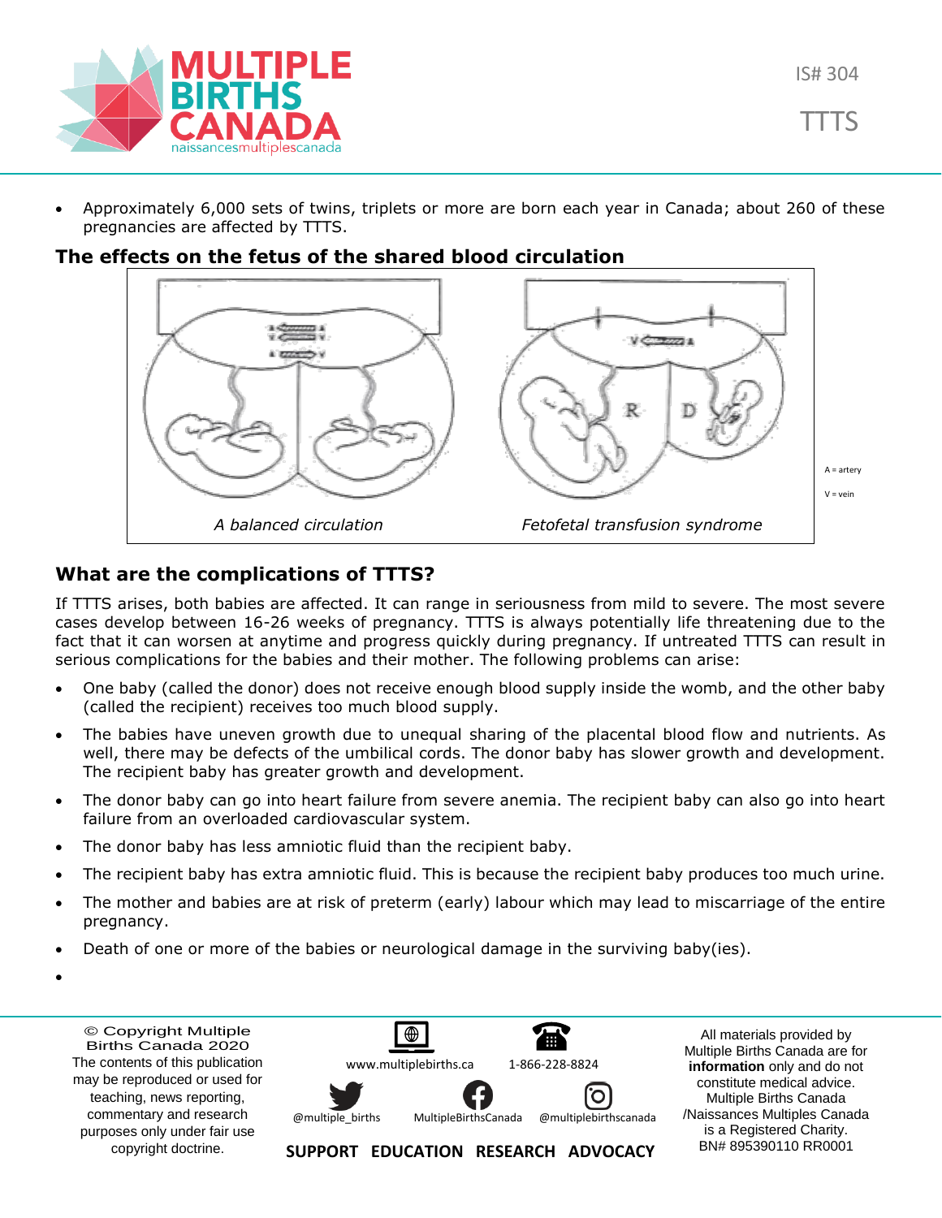- Approximately 6,000 sets of twins, triplets or more are born each year in Canada; about 260 of these pregnancies are affected by TTTS.

## The effects on the fetus of the shared blood circulation

*A balanced circulation*

*Fetofetal transfusion syndrome*

A = artery

V = vein

## What are the complications of TTTS?

If TTTS arises, both babies are affected. It can range in seriousness from mild to severe. The most severe cases develop between 16-26 weeks of pregnancy. TTTS is always potentially life threatening due to the fact that it can worsen at anytime and progress quickly during pregnancy. If untreated TTTS can result in serious complications for the babies and their mother. The following problems can arise:

- One baby (called the donor) does not receive enough blood supply inside the womb, and the other baby (called the recipient) receives too much blood supply.
- The babies have uneven growth due to unequal sharing of the placental blood flow and nutrients. As well, there may be defects of the umbilical cords. The donor baby has slower growth and development. The recipient baby has greater growth and development.
- The donor baby can go into heart failure from severe anemia. The recipient baby can also go into heart failure from an overloaded cardiovascular system.
- The donor baby has less amniotic fluid than the recipient baby.
- The recipient baby has extra amniotic fluid. This is because the recipient baby produces too much urine.
- The mother and babies are at risk of preterm (early) labour which may lead to miscarriage of the entire pregnancy.
- Death of one or more of the babies or neurological damage in the surviving baby(ies).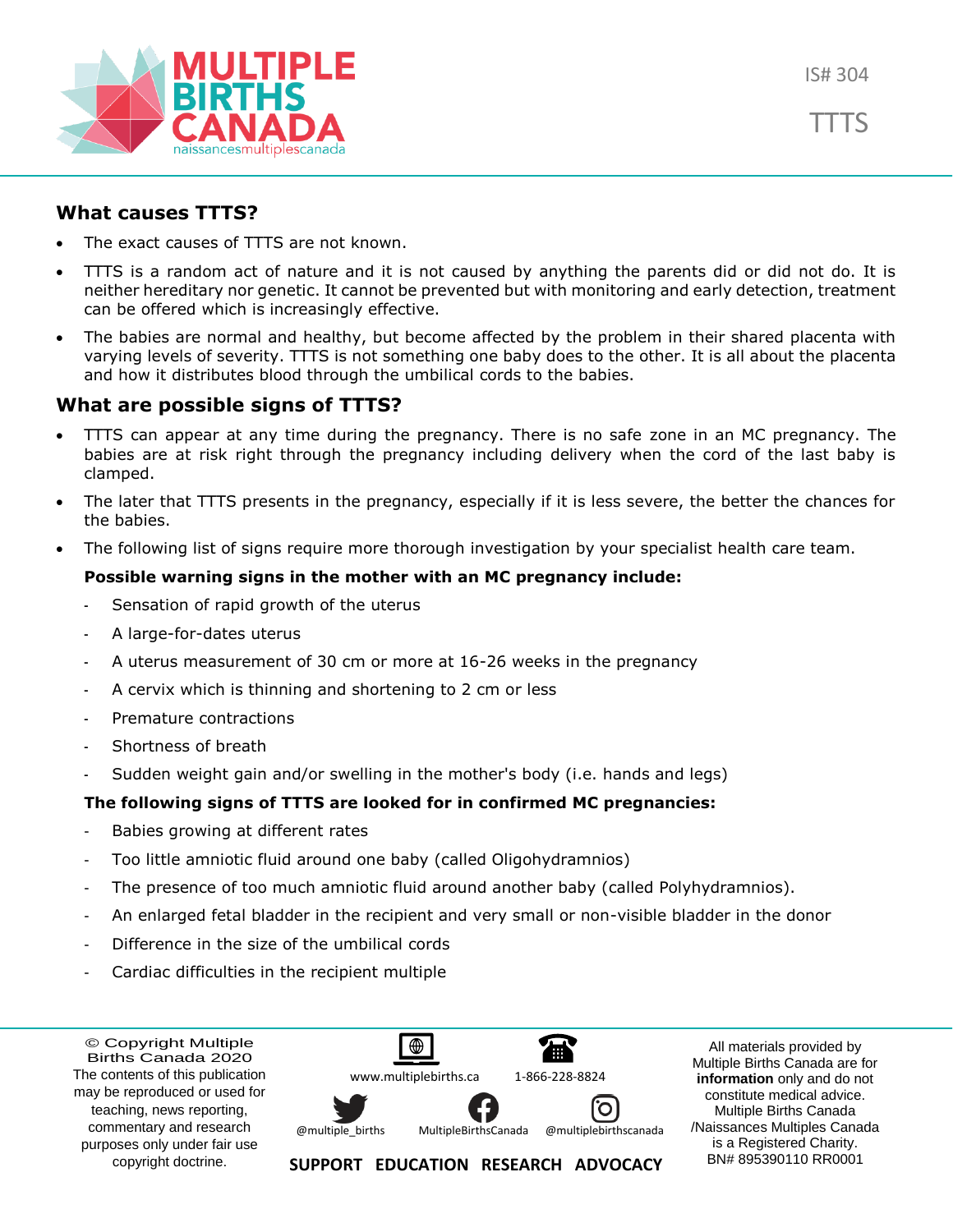## What causes TTTS?

- The exact causes of TTTS are not known.
- TTTS is a random act of nature and it is not caused by anything the parents did or did not do. It is neither hereditary nor genetic. It cannot be prevented but with monitoring and early detection, treatment can be offered which is increasingly effective.
- The babies are normal and healthy, but become affected by the problem in their shared placenta with varying levels of severity. TTTS is not something one baby does to the other. It is all about the placenta and how it distributes blood through the umbilical cords to the babies.

## What are possible signs of TTTS?

- TTTS can appear at any time during the pregnancy. There is no safe zone in an MC pregnancy. The babies are at risk right through the pregnancy including delivery when the cord of the last baby is clamped.
- The later that TTTS presents in the pregnancy, especially if it is less severe, the better the chances for the babies.
- The following list of signs require more thorough investigation by your specialist health care team.

**Possible warning signs in the mother with an MC pregnancy include:**

- Sensation of rapid growth of the uterus
- A large-for-dates uterus
- A uterus measurement of 30 cm or more at 16-26 weeks in the pregnancy
- A cervix which is thinning and shortening to 2 cm or less
- Premature contractions
- Shortness of breath
- Sudden weight gain and/or swelling in the mother's body (i.e. hands and legs)

**The following signs of TTTS are looked for in confirmed MC pregnancies:**

- Babies growing at different rates
- Too little amniotic fluid around one baby (called Oligohydramnios)
- The presence of too much amniotic fluid around another baby (called Polyhydramnios).
- An enlarged fetal bladder in the recipient and very small or non-visible bladder in the donor
- Difference in the size of the umbilical cords
- Cardiac difficulties in the recipient multiple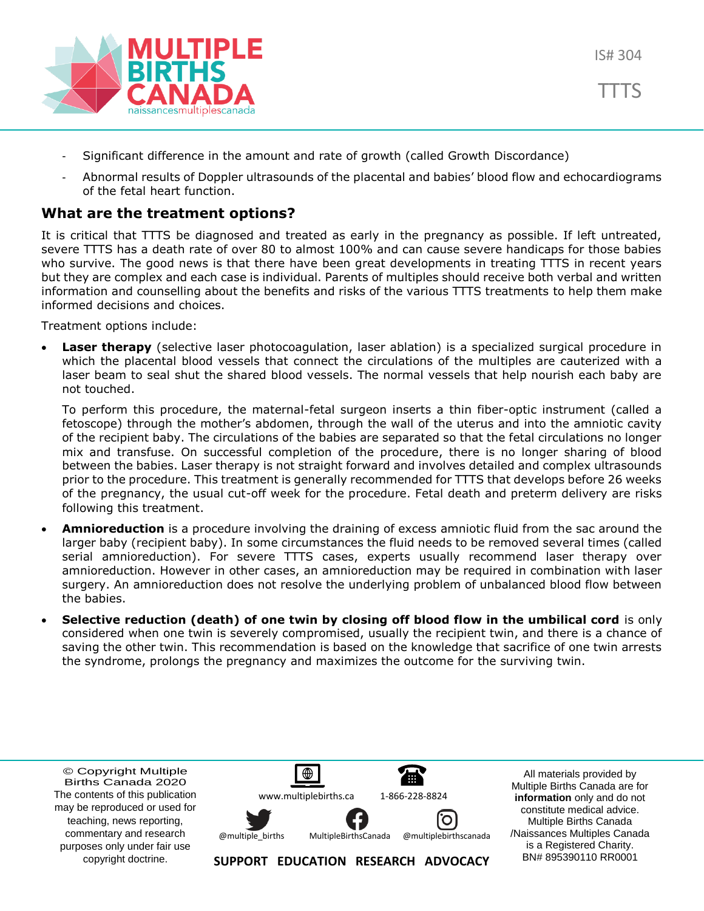- Significant difference in the amount and rate of growth (called Growth Discordance)
- Abnormal results of Doppler ultrasounds of the placental and babies' blood flow and echocardiograms of the fetal heart function.

## What are the treatment options?

It is critical that TTTS be diagnosed and treated as early in the pregnancy as possible. If left untreated, severe TTTS has a death rate of over 80 to almost 100% and can cause severe handicaps for those babies who survive. The good news is that there have been great developments in treating TTTS in recent years but they are complex and each case is individual. Parents of multiples should receive both verbal and written information and counselling about the benefits and risks of the various TTTS treatments to help them make informed decisions and choices.

Treatment options include:

- **Laser therapy** (selective laser photocoagulation, laser ablation) is a specialized surgical procedure in which the placental blood vessels that connect the circulations of the multiples are cauterized with a laser beam to seal shut the shared blood vessels. The normal vessels that help nourish each baby are not touched.

  To perform this procedure, the maternal-fetal surgeon inserts a thin fiber-optic instrument (called a fetoscope) through the mother's abdomen, through the wall of the uterus and into the amniotic cavity of the recipient baby. The circulations of the babies are separated so that the fetal circulations no longer mix and transfuse. On successful completion of the procedure, there is no longer sharing of blood between the babies. Laser therapy is not straight forward and involves detailed and complex ultrasounds prior to the procedure. This treatment is generally recommended for TTTS that develops before 26 weeks of the pregnancy, the usual cut-off week for the procedure. Fetal death and preterm delivery are risks following this treatment.

- **Amnioreduction** is a procedure involving the draining of excess amniotic fluid from the sac around the larger baby (recipient baby). In some circumstances the fluid needs to be removed several times (called serial amnioreduction). For severe TTTS cases, experts usually recommend laser therapy over amnioreduction. However in other cases, an amnioreduction may be required in combination with laser surgery. An amnioreduction does not resolve the underlying problem of unbalanced blood flow between the babies.

- **Selective reduction (death) of one twin by closing off blood flow in the umbilical cord** is only considered when one twin is severely compromised, usually the recipient twin, and there is a chance of saving the other twin. This recommendation is based on the knowledge that sacrifice of one twin arrests the syndrome, prolongs the pregnancy and maximizes the outcome for the surviving twin.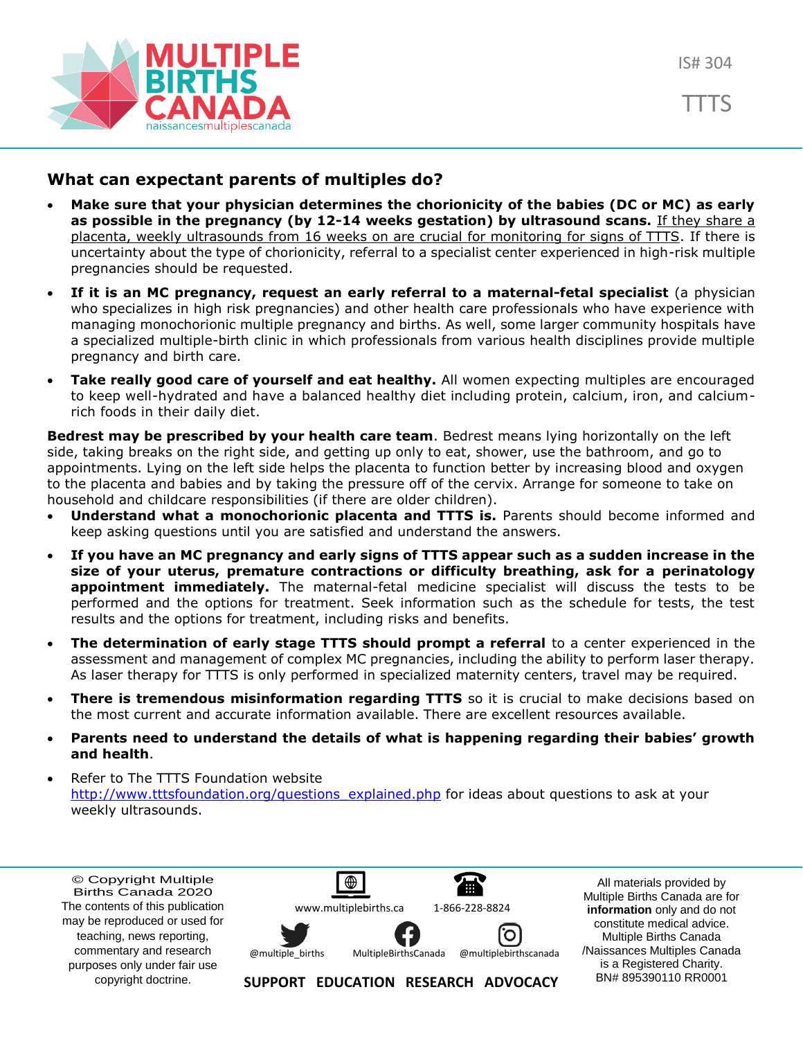## What can expectant parents of multiples do?

- **Make sure that your physician determines the chorionicity of the babies (DC or MC) as early as possible in the pregnancy (by 12-14 weeks gestation) by ultrasound scans.** If they share a placenta, weekly ultrasounds from 16 weeks on are crucial for monitoring for signs of TTTS. If there is uncertainty about the type of chorionicity, referral to a specialist center experienced in high-risk multiple pregnancies should be requested.
- **If it is an MC pregnancy, request an early referral to a maternal-fetal specialist** (a physician who specializes in high risk pregnancies) and other health care professionals who have experience with managing monochorionic multiple pregnancy and births. As well, some larger community hospitals have a specialized multiple-birth clinic in which professionals from various health disciplines provide multiple pregnancy and birth care.
- **Take really good care of yourself and eat healthy.** All women expecting multiples are encouraged to keep well-hydrated and have a balanced healthy diet including protein, calcium, iron, and calcium-rich foods in their daily diet.

**Bedrest may be prescribed by your health care team**. Bedrest means lying horizontally on the left side, taking breaks on the right side, and getting up only to eat, shower, use the bathroom, and go to appointments. Lying on the left side helps the placenta to function better by increasing blood and oxygen to the placenta and babies and by taking the pressure off of the cervix. Arrange for someone to take on household and childcare responsibilities (if there are older children).

- **Understand what a monochorionic placenta and TTTS is.** Parents should become informed and keep asking questions until you are satisfied and understand the answers.
- **If you have an MC pregnancy and early signs of TTTS appear such as a sudden increase in the size of your uterus, premature contractions or difficulty breathing, ask for a perinatology appointment immediately.** The maternal-fetal medicine specialist will discuss the tests to be performed and the options for treatment. Seek information such as the schedule for tests, the test results and the options for treatment, including risks and benefits.
- **The determination of early stage TTTS should prompt a referral** to a center experienced in the assessment and management of complex MC pregnancies, including the ability to perform laser therapy. As laser therapy for TTTS is only performed in specialized maternity centers, travel may be required.
- **There is tremendous misinformation regarding TTTS** so it is crucial to make decisions based on the most current and accurate information available. There are excellent resources available.
- **Parents need to understand the details of what is happening regarding their babies' growth and health**.
- Refer to The TTTS Foundation website http://www.tttsfoundation.org/questions_explained.php for ideas about questions to ask at your weekly ultrasounds.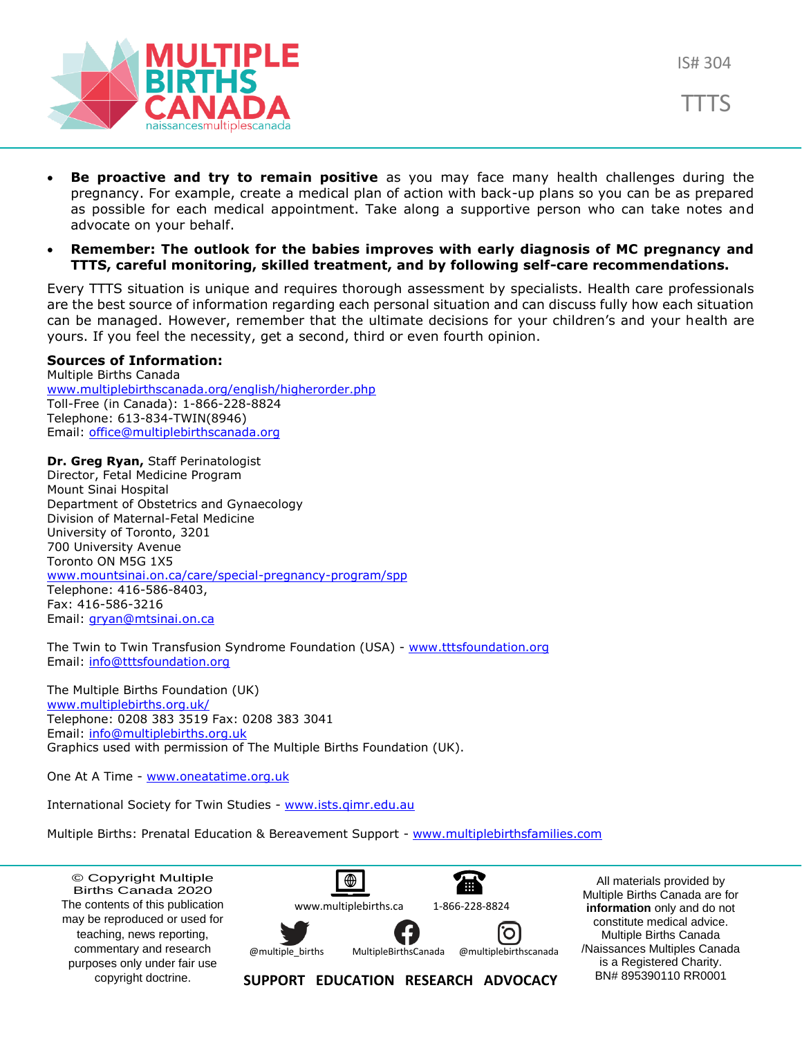- **Be proactive and try to remain positive** as you may face many health challenges during the pregnancy. For example, create a medical plan of action with back-up plans so you can be as prepared as possible for each medical appointment. Take along a supportive person who can take notes and advocate on your behalf.
- **Remember: The outlook for the babies improves with early diagnosis of MC pregnancy and TTTS, careful monitoring, skilled treatment, and by following self-care recommendations.**

Every TTTS situation is unique and requires thorough assessment by specialists. Health care professionals are the best source of information regarding each personal situation and can discuss fully how each situation can be managed. However, remember that the ultimate decisions for your children's and your health are yours. If you feel the necessity, get a second, third or even fourth opinion.

**Sources of Information:**
Multiple Births Canada
www.multiplebirthscanada.org/english/higherorder.php
Toll-Free (in Canada): 1-866-228-8824
Telephone: 613-834-TWIN(8946)
Email: office@multiplebirthscanada.org

**Dr. Greg Ryan,** Staff Perinatologist
Director, Fetal Medicine Program
Mount Sinai Hospital
Department of Obstetrics and Gynaecology
Division of Maternal-Fetal Medicine
University of Toronto, 3201
700 University Avenue
Toronto ON M5G 1X5
www.mountsinai.on.ca/care/special-pregnancy-program/spp
Telephone: 416-586-8403,
Fax: 416-586-3216
Email: gryan@mtsinai.on.ca

The Twin to Twin Transfusion Syndrome Foundation (USA) - www.tttsfoundation.org
Email: info@tttsfoundation.org

The Multiple Births Foundation (UK)
www.multiplebirths.org.uk/
Telephone: 0208 383 3519 Fax: 0208 383 3041
Email: info@multiplebirths.org.uk
Graphics used with permission of The Multiple Births Foundation (UK).

One At A Time - www.oneatatime.org.uk

International Society for Twin Studies - www.ists.qimr.edu.au

Multiple Births: Prenatal Education & Bereavement Support - www.multiplebirthsfamilies.com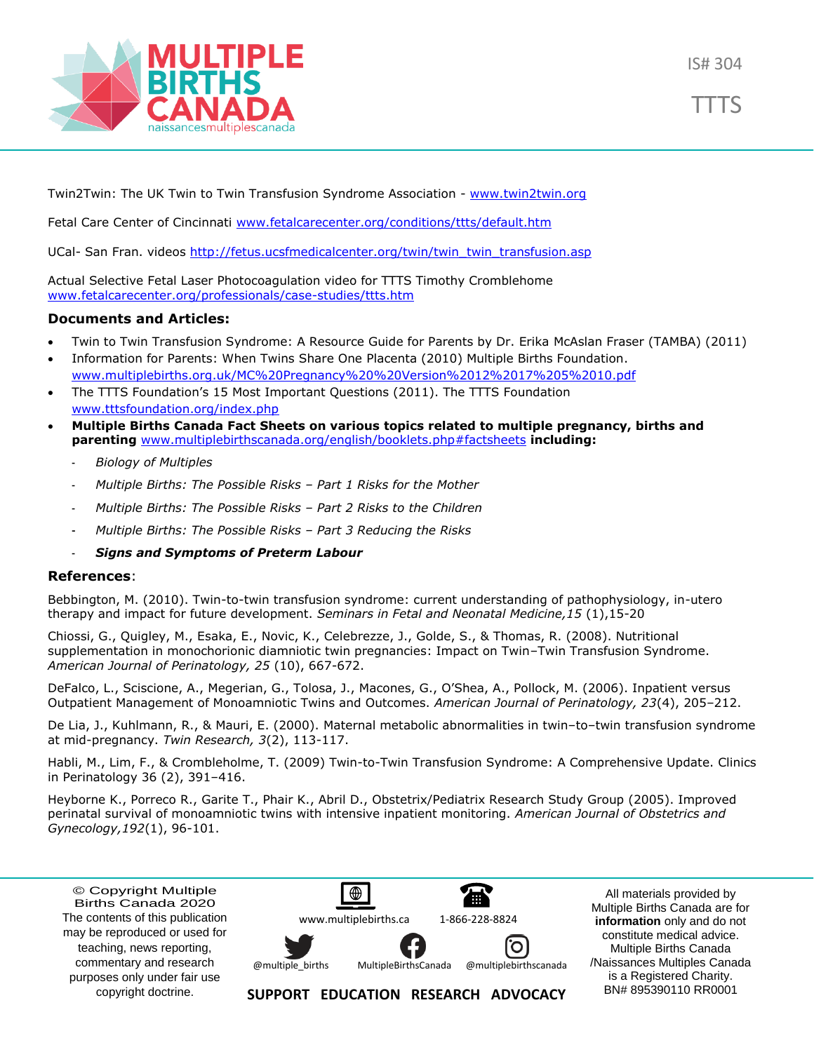Twin2Twin: The UK Twin to Twin Transfusion Syndrome Association - [www.twin2twin.org](http://www.twin2twin.org)

Fetal Care Center of Cincinnati [www.fetalcarecenter.org/conditions/ttts/default.htm](http://www.fetalcarecenter.org/conditions/ttts/default.htm)

UCal- San Fran. videos [http://fetus.ucsfmedicalcenter.org/twin/twin_twin_transfusion.asp](http://fetus.ucsfmedicalcenter.org/twin/twin_twin_transfusion.asp)

Actual Selective Fetal Laser Photocoagulation video for TTTS Timothy Cromblehome
[www.fetalcarecenter.org/professionals/case-studies/ttts.htm](http://www.fetalcarecenter.org/professionals/case-studies/ttts.htm)

**Documents and Articles:**

- Twin to Twin Transfusion Syndrome: A Resource Guide for Parents by Dr. Erika McAslan Fraser (TAMBA) (2011)
- Information for Parents: When Twins Share One Placenta (2010) Multiple Births Foundation. [www.multiplebirths.org.uk/MC%20Pregnancy%20%20Version%2012%2017%205%2010.pdf](http://www.multiplebirths.org.uk/MC%20Pregnancy%20%20Version%2012%2017%205%2010.pdf)
- The TTTS Foundation's 15 Most Important Questions (2011). The TTTS Foundation [www.tttsfoundation.org/index.php](http://www.tttsfoundation.org/index.php)
- **Multiple Births Canada Fact Sheets on various topics related to multiple pregnancy, births and parenting** [www.multiplebirthscanada.org/english/booklets.php#factsheets](http://www.multiplebirthscanada.org/english/booklets.php#factsheets) **including:**
  - *Biology of Multiples*
  - *Multiple Births: The Possible Risks – Part 1 Risks for the Mother*
  - *Multiple Births: The Possible Risks – Part 2 Risks to the Children*
  - *Multiple Births: The Possible Risks – Part 3 Reducing the Risks*
  - ***Signs and Symptoms of Preterm Labour***

**References**:

Bebbington, M. (2010). Twin-to-twin transfusion syndrome: current understanding of pathophysiology, in-utero therapy and impact for future development. *Seminars in Fetal and Neonatal Medicine,15* (1),15-20

Chiossi, G., Quigley, M., Esaka, E., Novic, K., Celebrezze, J., Golde, S., & Thomas, R. (2008). Nutritional supplementation in monochorionic diamniotic twin pregnancies: Impact on Twin–Twin Transfusion Syndrome. *American Journal of Perinatology, 25* (10), 667-672.

DeFalco, L., Sciscione, A., Megerian, G., Tolosa, J., Macones, G., O'Shea, A., Pollock, M. (2006). Inpatient versus Outpatient Management of Monoamniotic Twins and Outcomes. *American Journal of Perinatology, 23*(4), 205–212.

De Lia, J., Kuhlmann, R., & Mauri, E. (2000). Maternal metabolic abnormalities in twin–to–twin transfusion syndrome at mid-pregnancy. *Twin Research, 3*(2), 113-117.

Habli, M., Lim, F., & Crombleholme, T. (2009) Twin-to-Twin Transfusion Syndrome: A Comprehensive Update. Clinics in Perinatology 36 (2), 391–416.

Heyborne K., Porreco R., Garite T., Phair K., Abril D., Obstetrix/Pediatrix Research Study Group (2005). Improved perinatal survival of monoamniotic twins with intensive inpatient monitoring. *American Journal of Obstetrics and Gynecology,192*(1), 96-101.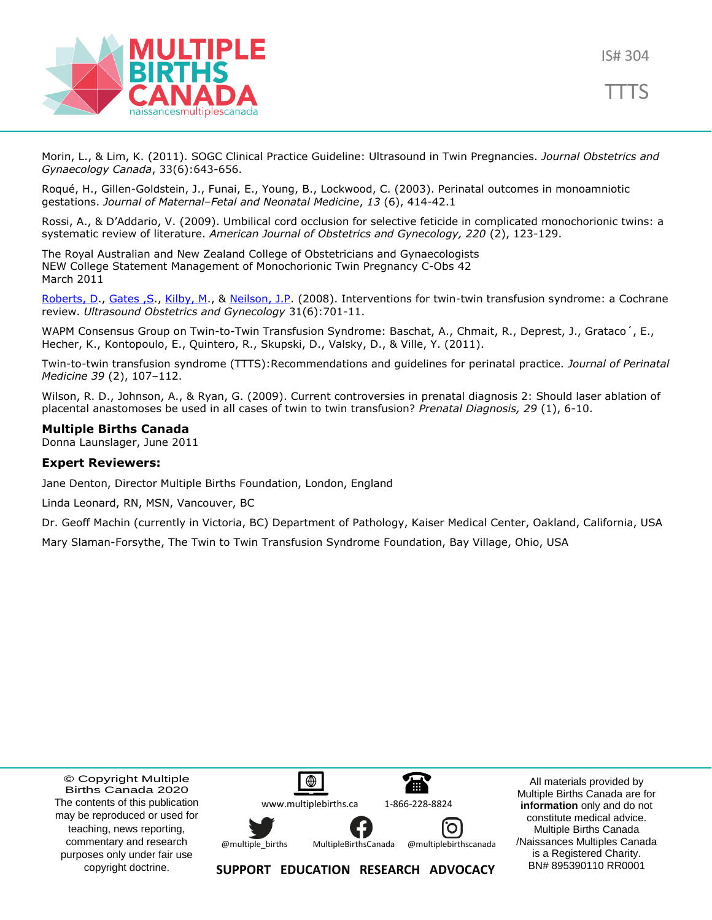Morin, L., & Lim, K. (2011). SOGC Clinical Practice Guideline: Ultrasound in Twin Pregnancies. *Journal Obstetrics and Gynaecology Canada*, 33(6):643-656.

Roqué, H., Gillen-Goldstein, J., Funai, E., Young, B., Lockwood, C. (2003). Perinatal outcomes in monoamniotic gestations. *Journal of Maternal–Fetal and Neonatal Medicine*, *13* (6), 414-42.1

Rossi, A., & D'Addario, V. (2009). Umbilical cord occlusion for selective feticide in complicated monochorionic twins: a systematic review of literature. *American Journal of Obstetrics and Gynecology, 220* (2), 123-129.

The Royal Australian and New Zealand College of Obstetricians and Gynaecologists
NEW College Statement Management of Monochorionic Twin Pregnancy C-Obs 42
March 2011

Roberts, D., Gates ,S., Kilby, M., & Neilson, J.P. (2008). Interventions for twin-twin transfusion syndrome: a Cochrane review. *Ultrasound Obstetrics and Gynecology* 31(6):701-11.

WAPM Consensus Group on Twin-to-Twin Transfusion Syndrome: Baschat, A., Chmait, R., Deprest, J., Grataco´, E., Hecher, K., Kontopoulo, E., Quintero, R., Skupski, D., Valsky, D., & Ville, Y. (2011).

Twin-to-twin transfusion syndrome (TTTS):Recommendations and guidelines for perinatal practice. *Journal of Perinatal Medicine 39* (2), 107–112.

Wilson, R. D., Johnson, A., & Ryan, G. (2009). Current controversies in prenatal diagnosis 2: Should laser ablation of placental anastomoses be used in all cases of twin to twin transfusion? *Prenatal Diagnosis, 29* (1), 6-10.

**Multiple Births Canada**
Donna Launslager, June 2011

**Expert Reviewers:**

Jane Denton, Director Multiple Births Foundation, London, England

Linda Leonard, RN, MSN, Vancouver, BC

Dr. Geoff Machin (currently in Victoria, BC) Department of Pathology, Kaiser Medical Center, Oakland, California, USA

Mary Slaman-Forsythe, The Twin to Twin Transfusion Syndrome Foundation, Bay Village, Ohio, USA